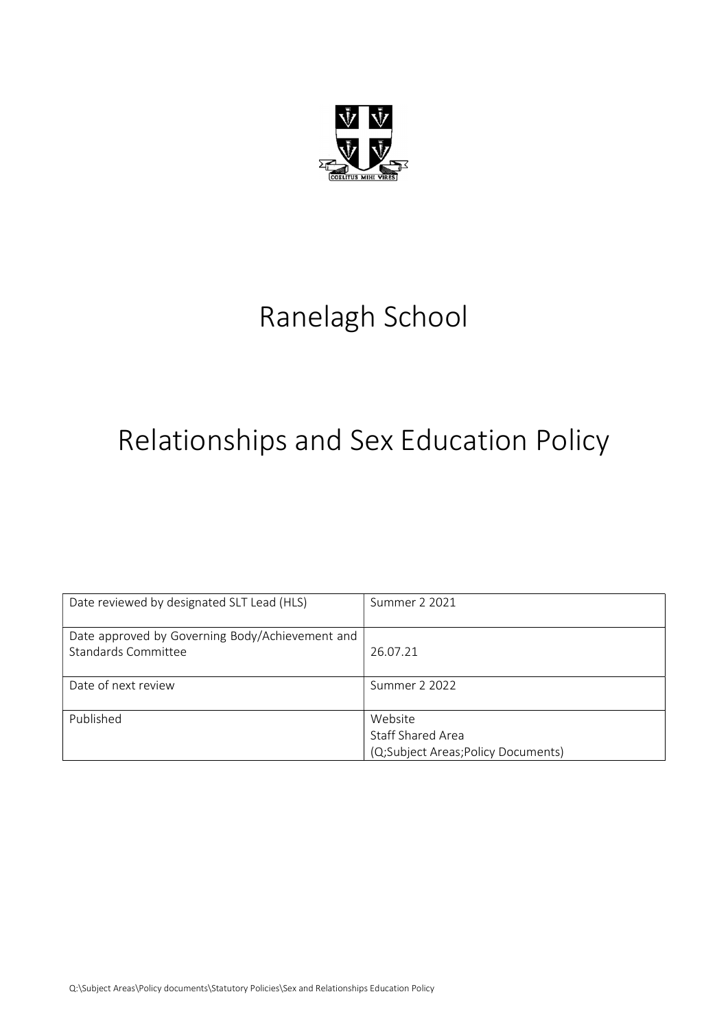# Ranelagh School

# Relationships and Sex Education Policy

| Date reviewed by designated SLT Lead (HLS) | Summer 2 2021 |
|---|---|
| Date approved by Governing Body/Achievement and Standards Committee | 26.07.21 |
| Date of next review | Summer 2 2022 |
| Published | Website<br>Staff Shared Area<br>(Q;Subject Areas;Policy Documents) |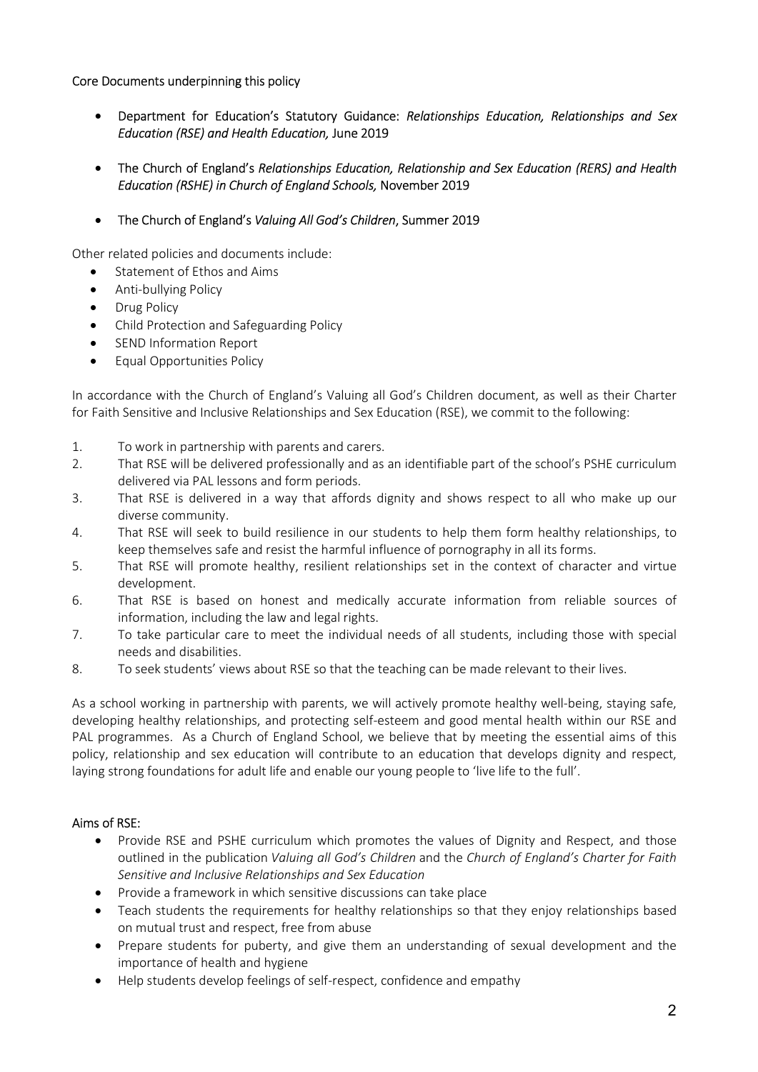## Core Documents underpinning this policy

- Department for Education's Statutory Guidance: *Relationships Education, Relationships and Sex Education (RSE) and Health Education,* June 2019
- The Church of England's *Relationships Education, Relationship and Sex Education (RERS) and Health Education (RSHE) in Church of England Schools,* November 2019
- The Church of England's *Valuing All God's Children*, Summer 2019

Other related policies and documents include:

- Statement of Ethos and Aims
- Anti-bullying Policy
- Drug Policy
- Child Protection and Safeguarding Policy
- SEND Information Report
- Equal Opportunities Policy

In accordance with the Church of England's Valuing all God's Children document, as well as their Charter for Faith Sensitive and Inclusive Relationships and Sex Education (RSE), we commit to the following:

1. To work in partnership with parents and carers.
2. That RSE will be delivered professionally and as an identifiable part of the school's PSHE curriculum delivered via PAL lessons and form periods.
3. That RSE is delivered in a way that affords dignity and shows respect to all who make up our diverse community.
4. That RSE will seek to build resilience in our students to help them form healthy relationships, to keep themselves safe and resist the harmful influence of pornography in all its forms.
5. That RSE will promote healthy, resilient relationships set in the context of character and virtue development.
6. That RSE is based on honest and medically accurate information from reliable sources of information, including the law and legal rights.
7. To take particular care to meet the individual needs of all students, including those with special needs and disabilities.
8. To seek students' views about RSE so that the teaching can be made relevant to their lives.

As a school working in partnership with parents, we will actively promote healthy well-being, staying safe, developing healthy relationships, and protecting self-esteem and good mental health within our RSE and PAL programmes. As a Church of England School, we believe that by meeting the essential aims of this policy, relationship and sex education will contribute to an education that develops dignity and respect, laying strong foundations for adult life and enable our young people to 'live life to the full'.

## Aims of RSE:

- Provide RSE and PSHE curriculum which promotes the values of Dignity and Respect, and those outlined in the publication *Valuing all God's Children* and the *Church of England's Charter for Faith Sensitive and Inclusive Relationships and Sex Education*
- Provide a framework in which sensitive discussions can take place
- Teach students the requirements for healthy relationships so that they enjoy relationships based on mutual trust and respect, free from abuse
- Prepare students for puberty, and give them an understanding of sexual development and the importance of health and hygiene
- Help students develop feelings of self-respect, confidence and empathy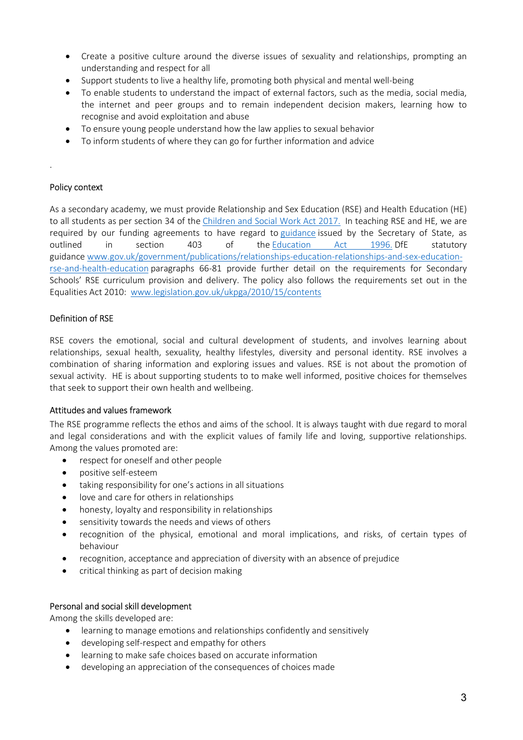- Create a positive culture around the diverse issues of sexuality and relationships, prompting an understanding and respect for all
- Support students to live a healthy life, promoting both physical and mental well-being
- To enable students to understand the impact of external factors, such as the media, social media, the internet and peer groups and to remain independent decision makers, learning how to recognise and avoid exploitation and abuse
- To ensure young people understand how the law applies to sexual behavior
- To inform students of where they can go for further information and advice

.

## Policy context

As a secondary academy, we must provide Relationship and Sex Education (RSE) and Health Education (HE) to all students as per section 34 of the Children and Social Work Act 2017. In teaching RSE and HE, we are required by our funding agreements to have regard to guidance issued by the Secretary of State, as outlined in section 403 of the Education Act 1996. DfE statutory guidance www.gov.uk/government/publications/relationships-education-relationships-and-sex-education-rse-and-health-education paragraphs 66-81 provide further detail on the requirements for Secondary Schools' RSE curriculum provision and delivery. The policy also follows the requirements set out in the Equalities Act 2010: www.legislation.gov.uk/ukpga/2010/15/contents

## Definition of RSE

RSE covers the emotional, social and cultural development of students, and involves learning about relationships, sexual health, sexuality, healthy lifestyles, diversity and personal identity. RSE involves a combination of sharing information and exploring issues and values. RSE is not about the promotion of sexual activity. HE is about supporting students to to make well informed, positive choices for themselves that seek to support their own health and wellbeing.

## Attitudes and values framework

The RSE programme reflects the ethos and aims of the school. It is always taught with due regard to moral and legal considerations and with the explicit values of family life and loving, supportive relationships. Among the values promoted are:

- respect for oneself and other people
- positive self-esteem
- taking responsibility for one's actions in all situations
- love and care for others in relationships
- honesty, loyalty and responsibility in relationships
- sensitivity towards the needs and views of others
- recognition of the physical, emotional and moral implications, and risks, of certain types of behaviour
- recognition, acceptance and appreciation of diversity with an absence of prejudice
- critical thinking as part of decision making

## Personal and social skill development

Among the skills developed are:

- learning to manage emotions and relationships confidently and sensitively
- developing self-respect and empathy for others
- learning to make safe choices based on accurate information
- developing an appreciation of the consequences of choices made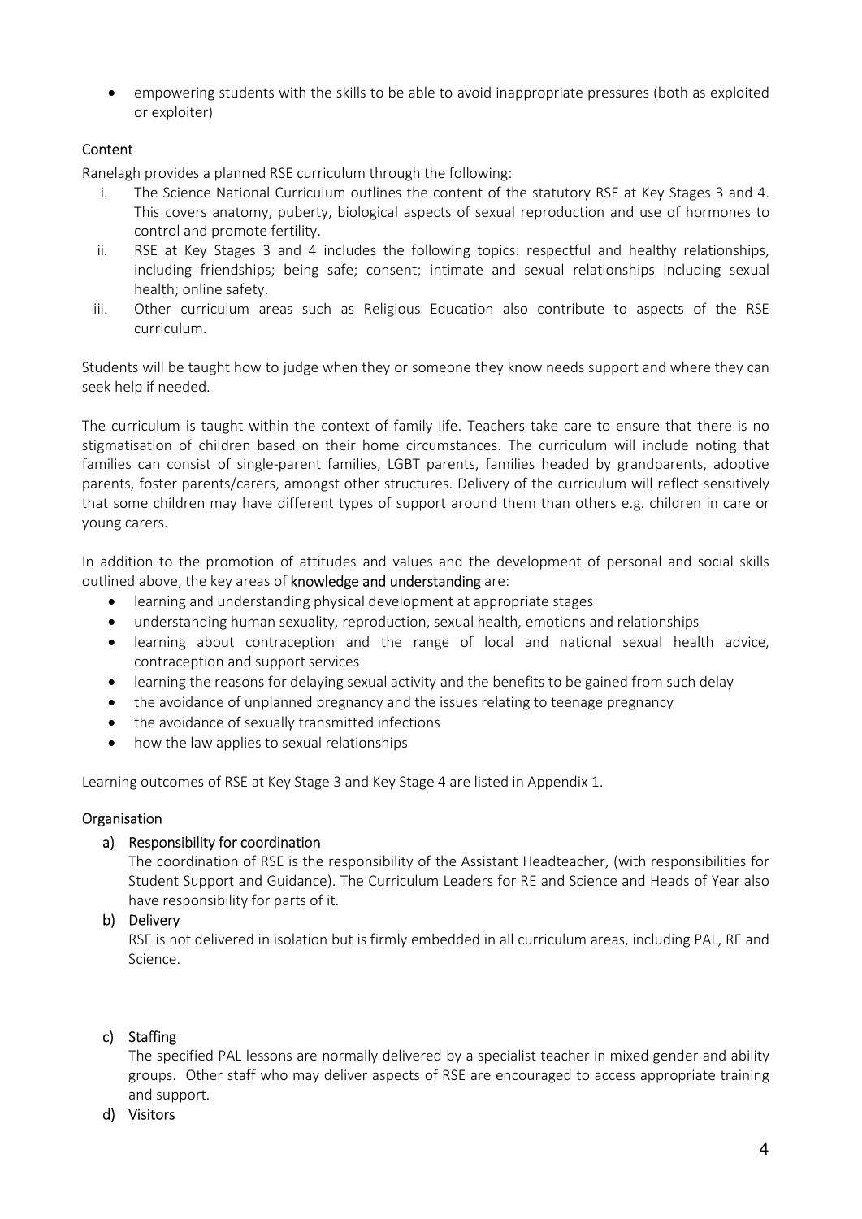- empowering students with the skills to be able to avoid inappropriate pressures (both as exploited or exploiter)

### Content

Ranelagh provides a planned RSE curriculum through the following:

i. The Science National Curriculum outlines the content of the statutory RSE at Key Stages 3 and 4. This covers anatomy, puberty, biological aspects of sexual reproduction and use of hormones to control and promote fertility.
ii. RSE at Key Stages 3 and 4 includes the following topics: respectful and healthy relationships, including friendships; being safe; consent; intimate and sexual relationships including sexual health; online safety.
iii. Other curriculum areas such as Religious Education also contribute to aspects of the RSE curriculum.

Students will be taught how to judge when they or someone they know needs support and where they can seek help if needed.

The curriculum is taught within the context of family life. Teachers take care to ensure that there is no stigmatisation of children based on their home circumstances. The curriculum will include noting that families can consist of single-parent families, LGBT parents, families headed by grandparents, adoptive parents, foster parents/carers, amongst other structures. Delivery of the curriculum will reflect sensitively that some children may have different types of support around them than others e.g. children in care or young carers.

In addition to the promotion of attitudes and values and the development of personal and social skills outlined above, the key areas of **knowledge and understanding** are:

- learning and understanding physical development at appropriate stages
- understanding human sexuality, reproduction, sexual health, emotions and relationships
- learning about contraception and the range of local and national sexual health advice, contraception and support services
- learning the reasons for delaying sexual activity and the benefits to be gained from such delay
- the avoidance of unplanned pregnancy and the issues relating to teenage pregnancy
- the avoidance of sexually transmitted infections
- how the law applies to sexual relationships

Learning outcomes of RSE at Key Stage 3 and Key Stage 4 are listed in Appendix 1.

### Organisation

a) **Responsibility for coordination**

The coordination of RSE is the responsibility of the Assistant Headteacher, (with responsibilities for Student Support and Guidance). The Curriculum Leaders for RE and Science and Heads of Year also have responsibility for parts of it.

b) **Delivery**

RSE is not delivered in isolation but is firmly embedded in all curriculum areas, including PAL, RE and Science.

c) **Staffing**

The specified PAL lessons are normally delivered by a specialist teacher in mixed gender and ability groups. Other staff who may deliver aspects of RSE are encouraged to access appropriate training and support.

d) **Visitors**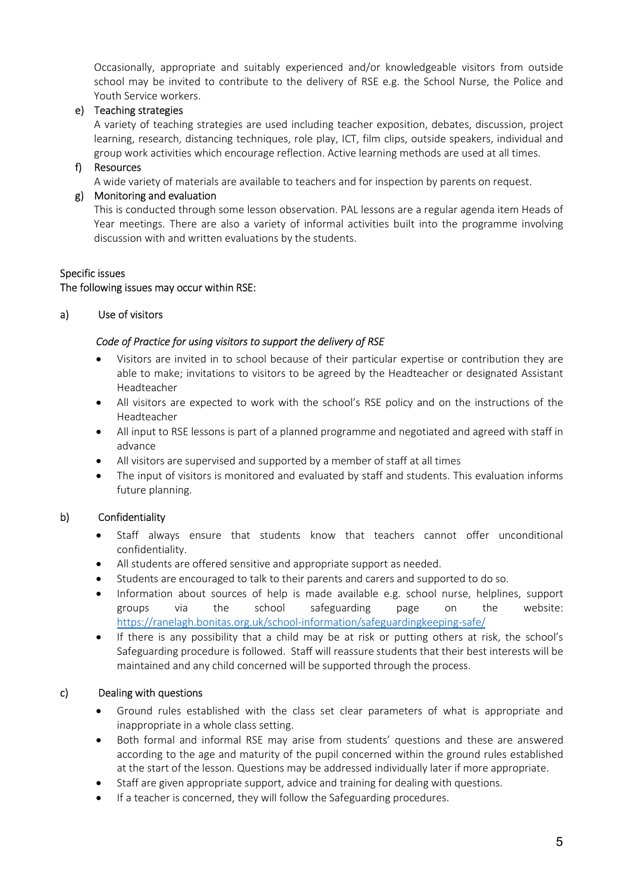Occasionally, appropriate and suitably experienced and/or knowledgeable visitors from outside school may be invited to contribute to the delivery of RSE e.g. the School Nurse, the Police and Youth Service workers.

e) Teaching strategies

A variety of teaching strategies are used including teacher exposition, debates, discussion, project learning, research, distancing techniques, role play, ICT, film clips, outside speakers, individual and group work activities which encourage reflection. Active learning methods are used at all times.

f) Resources

A wide variety of materials are available to teachers and for inspection by parents on request.

g) Monitoring and evaluation

This is conducted through some lesson observation. PAL lessons are a regular agenda item Heads of Year meetings. There are also a variety of informal activities built into the programme involving discussion with and written evaluations by the students.

## Specific issues

The following issues may occur within RSE:

### a) Use of visitors

*Code of Practice for using visitors to support the delivery of RSE*

- Visitors are invited in to school because of their particular expertise or contribution they are able to make; invitations to visitors to be agreed by the Headteacher or designated Assistant Headteacher
- All visitors are expected to work with the school's RSE policy and on the instructions of the Headteacher
- All input to RSE lessons is part of a planned programme and negotiated and agreed with staff in advance
- All visitors are supervised and supported by a member of staff at all times
- The input of visitors is monitored and evaluated by staff and students. This evaluation informs future planning.

### b) Confidentiality

- Staff always ensure that students know that teachers cannot offer unconditional confidentiality.
- All students are offered sensitive and appropriate support as needed.
- Students are encouraged to talk to their parents and carers and supported to do so.
- Information about sources of help is made available e.g. school nurse, helplines, support groups via the school safeguarding page on the website: https://ranelagh.bonitas.org.uk/school-information/safeguardingkeeping-safe/
- If there is any possibility that a child may be at risk or putting others at risk, the school's Safeguarding procedure is followed. Staff will reassure students that their best interests will be maintained and any child concerned will be supported through the process.

### c) Dealing with questions

- Ground rules established with the class set clear parameters of what is appropriate and inappropriate in a whole class setting.
- Both formal and informal RSE may arise from students' questions and these are answered according to the age and maturity of the pupil concerned within the ground rules established at the start of the lesson. Questions may be addressed individually later if more appropriate.
- Staff are given appropriate support, advice and training for dealing with questions.
- If a teacher is concerned, they will follow the Safeguarding procedures.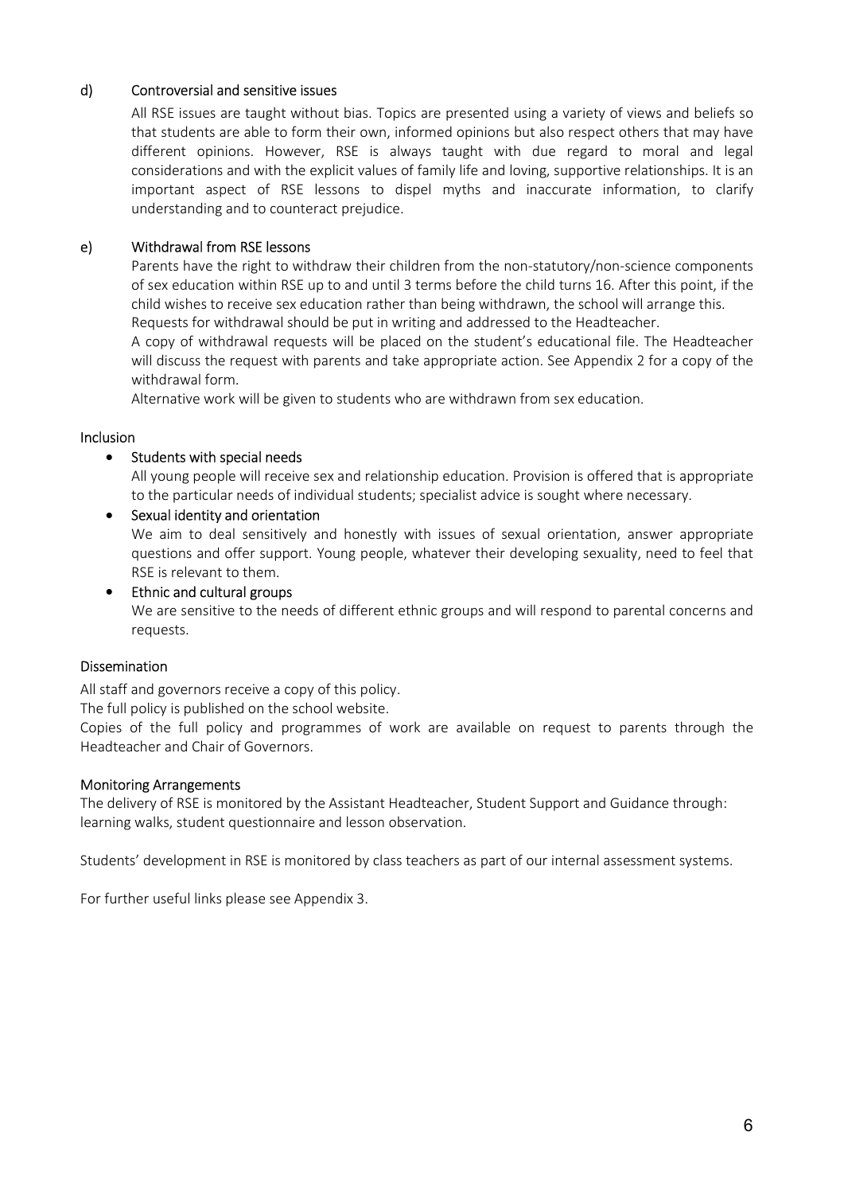#### d) Controversial and sensitive issues

All RSE issues are taught without bias. Topics are presented using a variety of views and beliefs so that students are able to form their own, informed opinions but also respect others that may have different opinions. However, RSE is always taught with due regard to moral and legal considerations and with the explicit values of family life and loving, supportive relationships. It is an important aspect of RSE lessons to dispel myths and inaccurate information, to clarify understanding and to counteract prejudice.

#### e) Withdrawal from RSE lessons

Parents have the right to withdraw their children from the non-statutory/non-science components of sex education within RSE up to and until 3 terms before the child turns 16. After this point, if the child wishes to receive sex education rather than being withdrawn, the school will arrange this.
Requests for withdrawal should be put in writing and addressed to the Headteacher.
A copy of withdrawal requests will be placed on the student's educational file. The Headteacher will discuss the request with parents and take appropriate action. See Appendix 2 for a copy of the withdrawal form.
Alternative work will be given to students who are withdrawn from sex education.

### Inclusion

- Students with special needs
  All young people will receive sex and relationship education. Provision is offered that is appropriate to the particular needs of individual students; specialist advice is sought where necessary.
- Sexual identity and orientation
  We aim to deal sensitively and honestly with issues of sexual orientation, answer appropriate questions and offer support. Young people, whatever their developing sexuality, need to feel that RSE is relevant to them.
- Ethnic and cultural groups
  We are sensitive to the needs of different ethnic groups and will respond to parental concerns and requests.

### Dissemination

All staff and governors receive a copy of this policy.
The full policy is published on the school website.
Copies of the full policy and programmes of work are available on request to parents through the Headteacher and Chair of Governors.

### Monitoring Arrangements

The delivery of RSE is monitored by the Assistant Headteacher, Student Support and Guidance through: learning walks, student questionnaire and lesson observation.

Students' development in RSE is monitored by class teachers as part of our internal assessment systems.

For further useful links please see Appendix 3.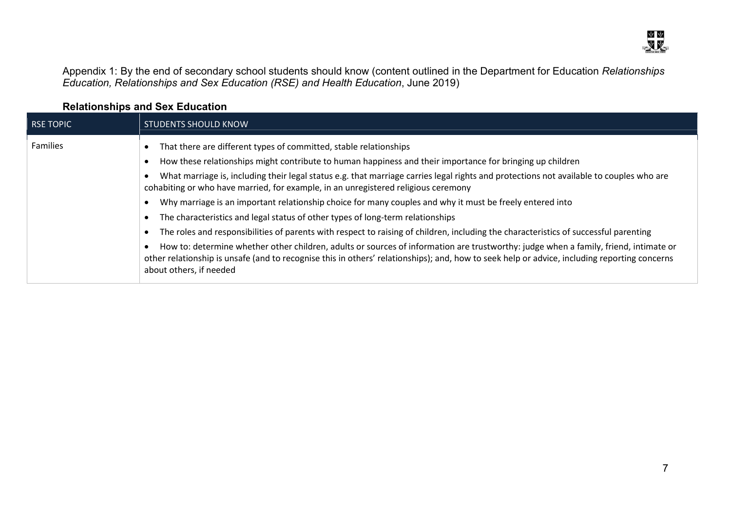Appendix 1: By the end of secondary school students should know (content outlined in the Department for Education *Relationships Education, Relationships and Sex Education (RSE) and Health Education*, June 2019)

### Relationships and Sex Education

| RSE TOPIC | STUDENTS SHOULD KNOW |
| --- | --- |
| Families | • That there are different types of committed, stable relationships<br>• How these relationships might contribute to human happiness and their importance for bringing up children<br>• What marriage is, including their legal status e.g. that marriage carries legal rights and protections not available to couples who are cohabiting or who have married, for example, in an unregistered religious ceremony<br>• Why marriage is an important relationship choice for many couples and why it must be freely entered into<br>• The characteristics and legal status of other types of long-term relationships<br>• The roles and responsibilities of parents with respect to raising of children, including the characteristics of successful parenting<br>• How to: determine whether other children, adults or sources of information are trustworthy: judge when a family, friend, intimate or other relationship is unsafe (and to recognise this in others' relationships); and, how to seek help or advice, including reporting concerns about others, if needed |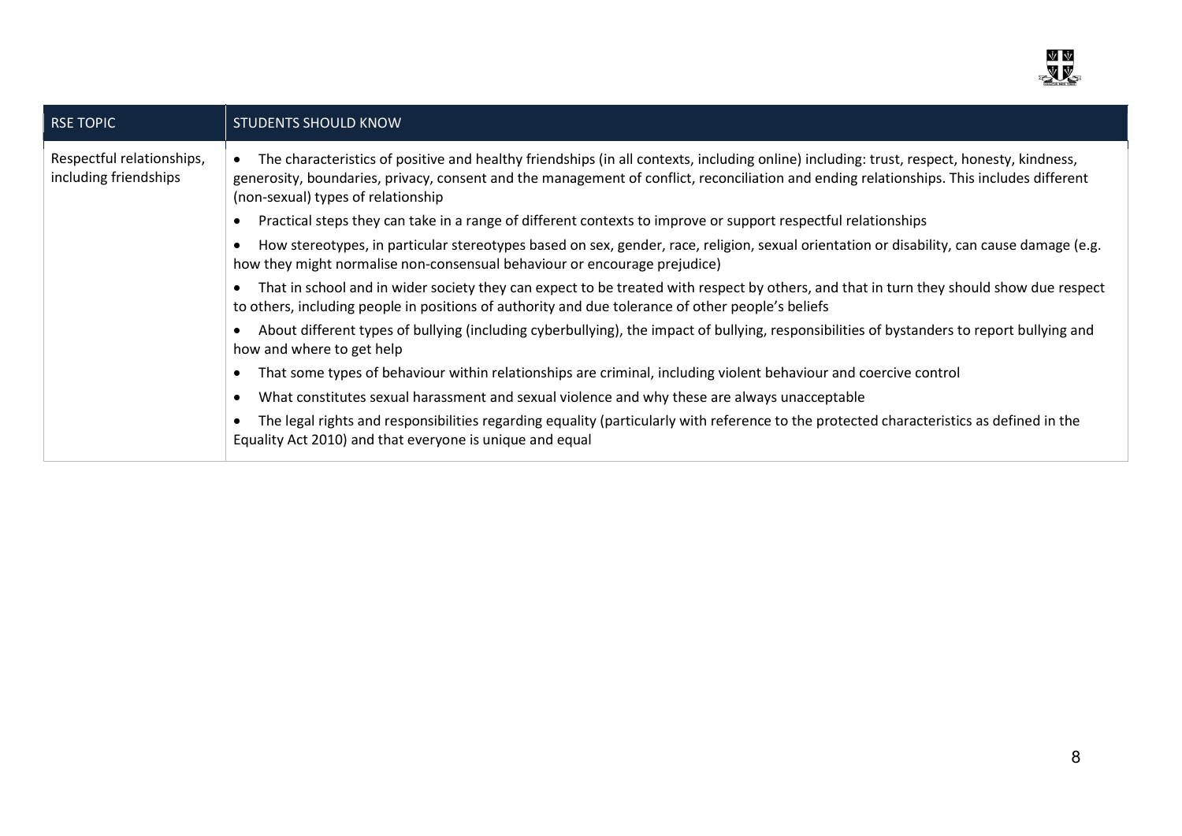| RSE TOPIC | STUDENTS SHOULD KNOW |
| --- | --- |
| Respectful relationships, including friendships | • The characteristics of positive and healthy friendships (in all contexts, including online) including: trust, respect, honesty, kindness, generosity, boundaries, privacy, consent and the management of conflict, reconciliation and ending relationships. This includes different (non-sexual) types of relationship<br>• Practical steps they can take in a range of different contexts to improve or support respectful relationships<br>• How stereotypes, in particular stereotypes based on sex, gender, race, religion, sexual orientation or disability, can cause damage (e.g. how they might normalise non-consensual behaviour or encourage prejudice)<br>• That in school and in wider society they can expect to be treated with respect by others, and that in turn they should show due respect to others, including people in positions of authority and due tolerance of other people's beliefs<br>• About different types of bullying (including cyberbullying), the impact of bullying, responsibilities of bystanders to report bullying and how and where to get help<br>• That some types of behaviour within relationships are criminal, including violent behaviour and coercive control<br>• What constitutes sexual harassment and sexual violence and why these are always unacceptable<br>• The legal rights and responsibilities regarding equality (particularly with reference to the protected characteristics as defined in the Equality Act 2010) and that everyone is unique and equal |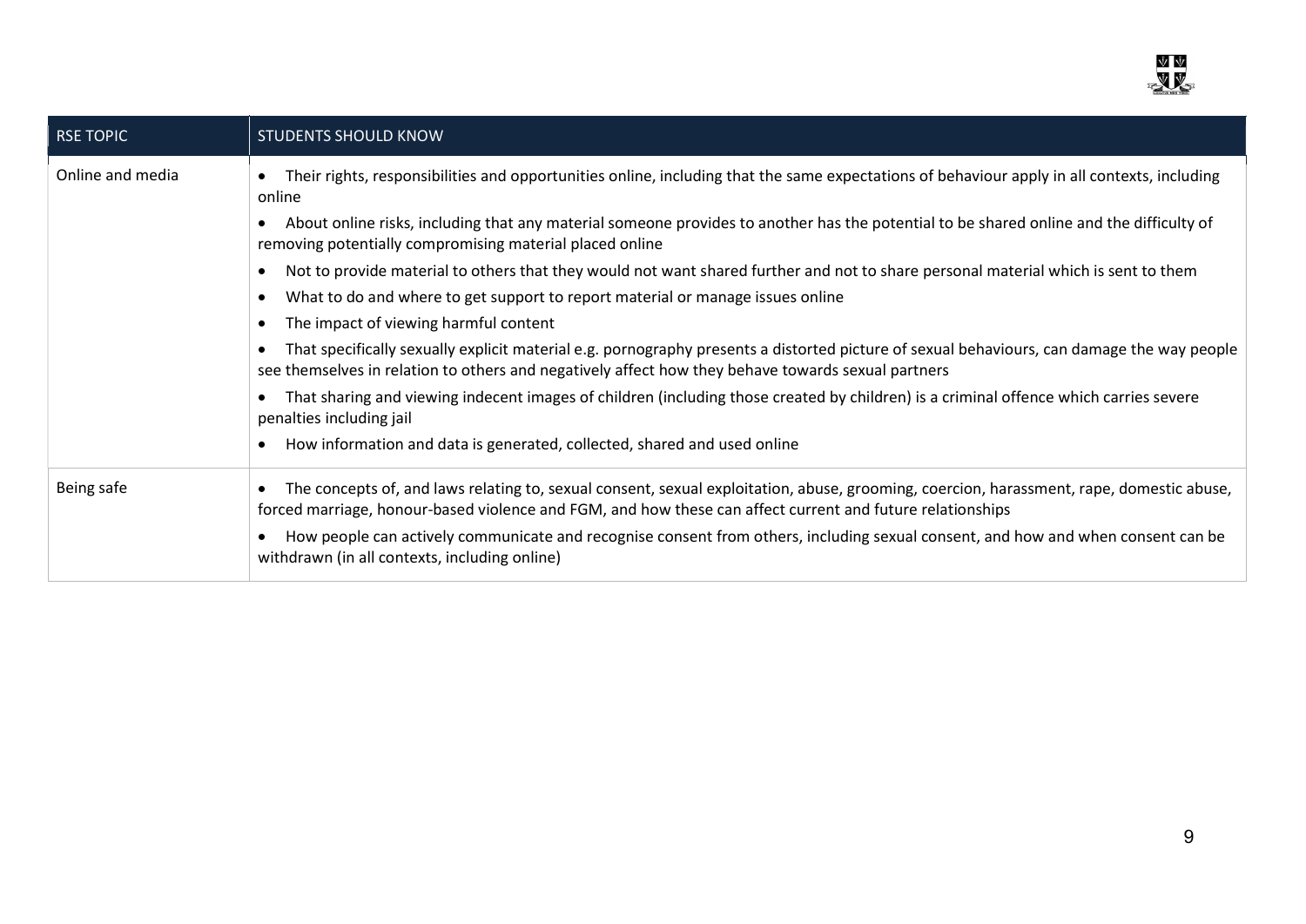| RSE TOPIC | STUDENTS SHOULD KNOW |
|---|---|
| Online and media | • Their rights, responsibilities and opportunities online, including that the same expectations of behaviour apply in all contexts, including online<br>• About online risks, including that any material someone provides to another has the potential to be shared online and the difficulty of removing potentially compromising material placed online<br>• Not to provide material to others that they would not want shared further and not to share personal material which is sent to them<br>• What to do and where to get support to report material or manage issues online<br>• The impact of viewing harmful content<br>• That specifically sexually explicit material e.g. pornography presents a distorted picture of sexual behaviours, can damage the way people see themselves in relation to others and negatively affect how they behave towards sexual partners<br>• That sharing and viewing indecent images of children (including those created by children) is a criminal offence which carries severe penalties including jail<br>• How information and data is generated, collected, shared and used online |
| Being safe | • The concepts of, and laws relating to, sexual consent, sexual exploitation, abuse, grooming, coercion, harassment, rape, domestic abuse, forced marriage, honour-based violence and FGM, and how these can affect current and future relationships<br>• How people can actively communicate and recognise consent from others, including sexual consent, and how and when consent can be withdrawn (in all contexts, including online) |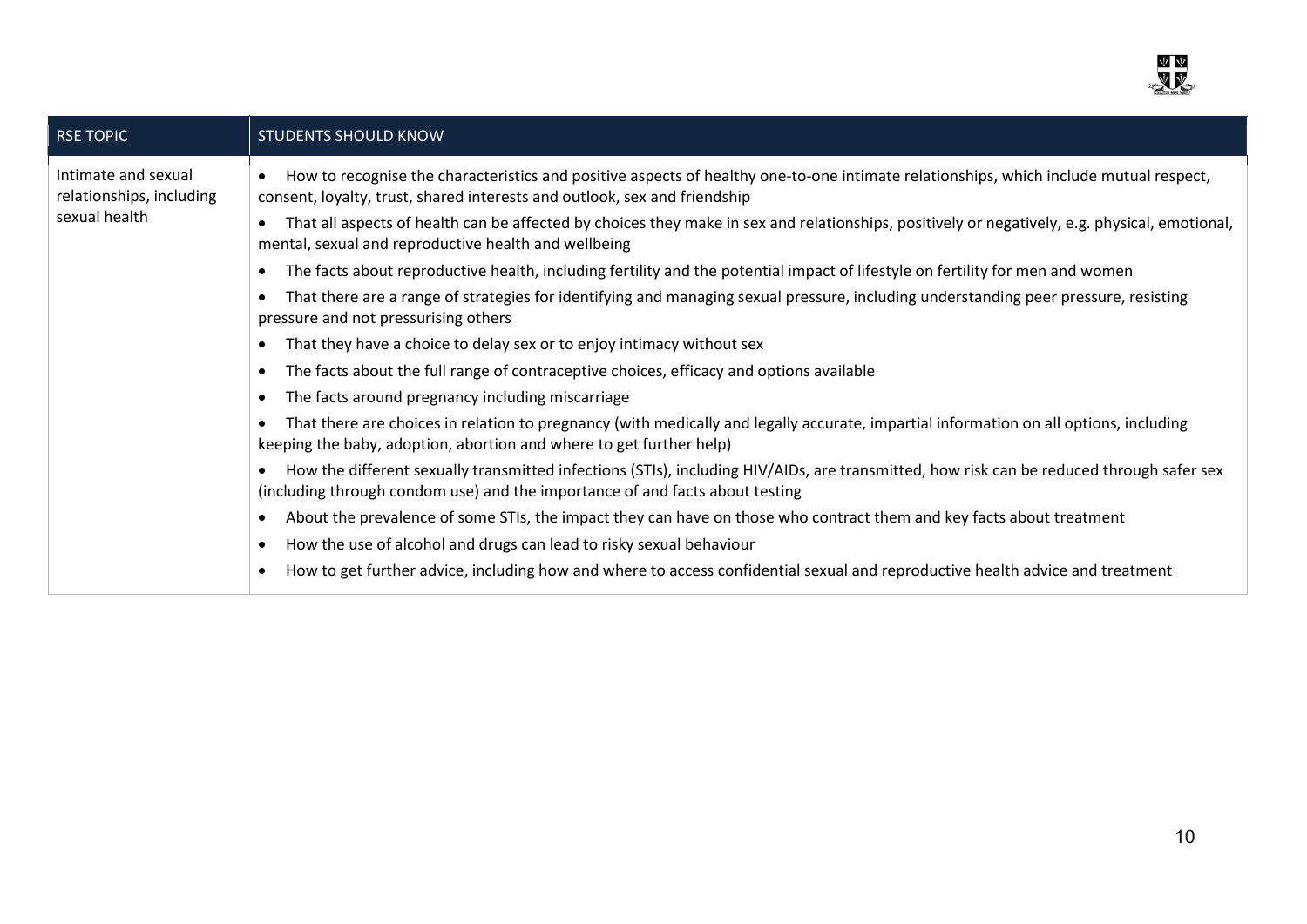| RSE TOPIC | STUDENTS SHOULD KNOW |
| --- | --- |
| Intimate and sexual relationships, including sexual health | • How to recognise the characteristics and positive aspects of healthy one-to-one intimate relationships, which include mutual respect, consent, loyalty, trust, shared interests and outlook, sex and friendship<br>• That all aspects of health can be affected by choices they make in sex and relationships, positively or negatively, e.g. physical, emotional, mental, sexual and reproductive health and wellbeing<br>• The facts about reproductive health, including fertility and the potential impact of lifestyle on fertility for men and women<br>• That there are a range of strategies for identifying and managing sexual pressure, including understanding peer pressure, resisting pressure and not pressurising others<br>• That they have a choice to delay sex or to enjoy intimacy without sex<br>• The facts about the full range of contraceptive choices, efficacy and options available<br>• The facts around pregnancy including miscarriage<br>• That there are choices in relation to pregnancy (with medically and legally accurate, impartial information on all options, including keeping the baby, adoption, abortion and where to get further help)<br>• How the different sexually transmitted infections (STIs), including HIV/AIDs, are transmitted, how risk can be reduced through safer sex (including through condom use) and the importance of and facts about testing<br>• About the prevalence of some STIs, the impact they can have on those who contract them and key facts about treatment<br>• How the use of alcohol and drugs can lead to risky sexual behaviour<br>• How to get further advice, including how and where to access confidential sexual and reproductive health advice and treatment |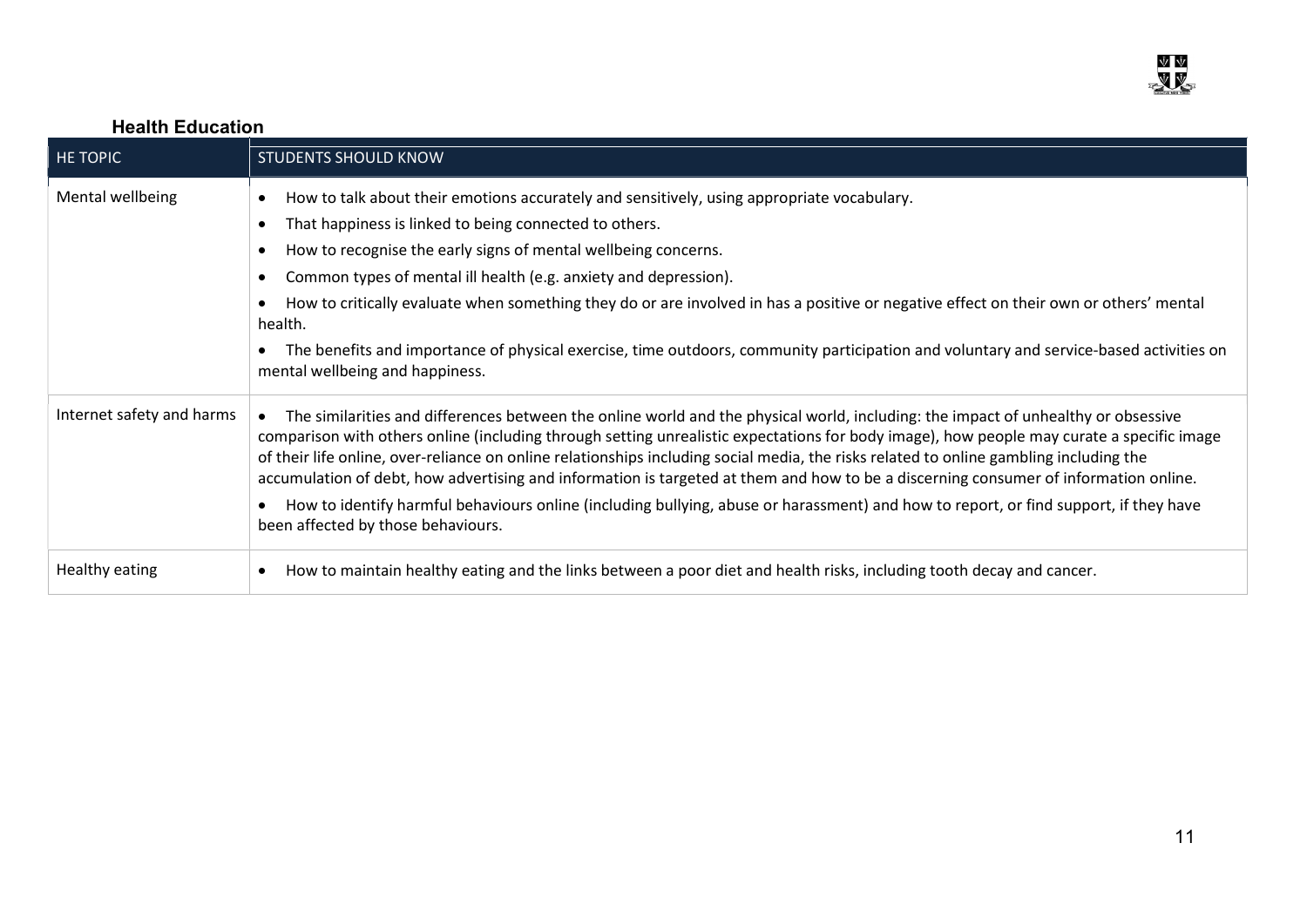## Health Education

| HE TOPIC | STUDENTS SHOULD KNOW |
| --- | --- |
| Mental wellbeing | • How to talk about their emotions accurately and sensitively, using appropriate vocabulary.<br>• That happiness is linked to being connected to others.<br>• How to recognise the early signs of mental wellbeing concerns.<br>• Common types of mental ill health (e.g. anxiety and depression).<br>• How to critically evaluate when something they do or are involved in has a positive or negative effect on their own or others' mental health.<br>• The benefits and importance of physical exercise, time outdoors, community participation and voluntary and service-based activities on mental wellbeing and happiness. |
| Internet safety and harms | • The similarities and differences between the online world and the physical world, including: the impact of unhealthy or obsessive comparison with others online (including through setting unrealistic expectations for body image), how people may curate a specific image of their life online, over-reliance on online relationships including social media, the risks related to online gambling including the accumulation of debt, how advertising and information is targeted at them and how to be a discerning consumer of information online.<br>• How to identify harmful behaviours online (including bullying, abuse or harassment) and how to report, or find support, if they have been affected by those behaviours. |
| Healthy eating | • How to maintain healthy eating and the links between a poor diet and health risks, including tooth decay and cancer. |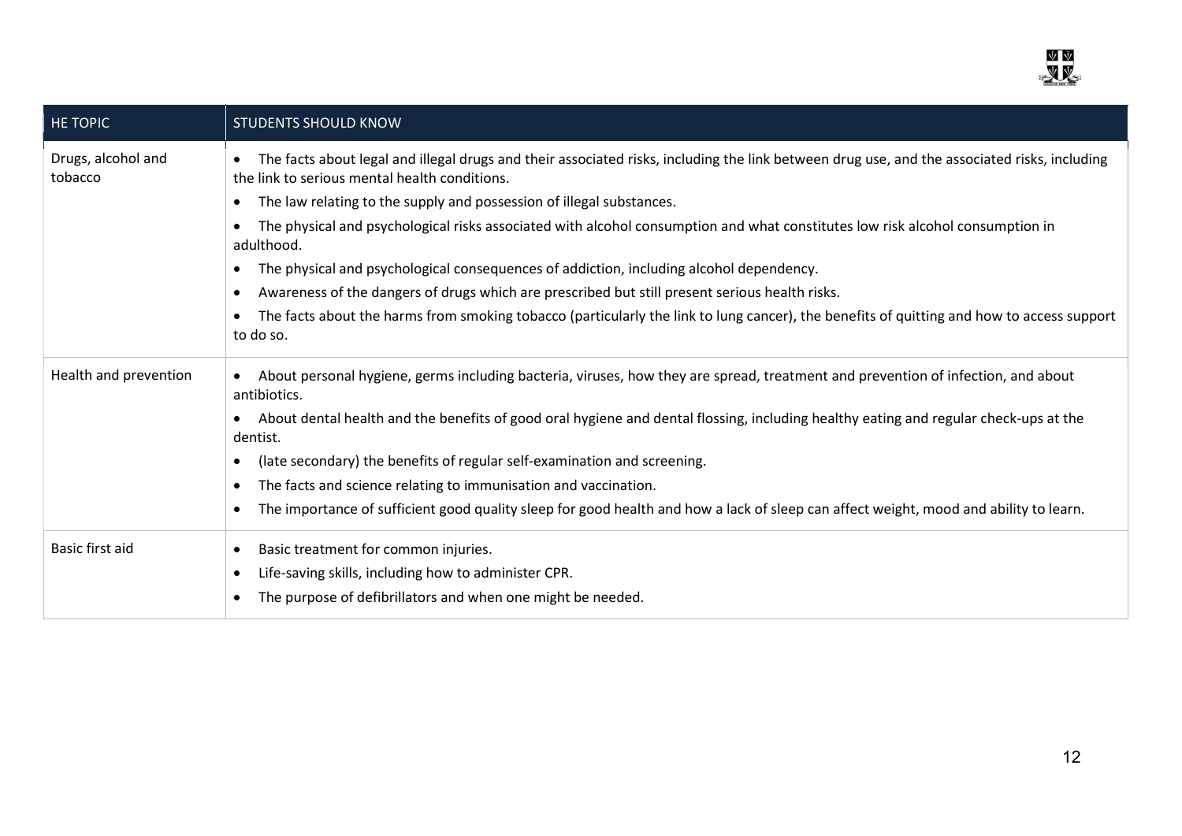| HE TOPIC | STUDENTS SHOULD KNOW |
| --- | --- |
| Drugs, alcohol and tobacco | • The facts about legal and illegal drugs and their associated risks, including the link between drug use, and the associated risks, including the link to serious mental health conditions.<br>• The law relating to the supply and possession of illegal substances.<br>• The physical and psychological risks associated with alcohol consumption and what constitutes low risk alcohol consumption in adulthood.<br>• The physical and psychological consequences of addiction, including alcohol dependency.<br>• Awareness of the dangers of drugs which are prescribed but still present serious health risks.<br>• The facts about the harms from smoking tobacco (particularly the link to lung cancer), the benefits of quitting and how to access support to do so. |
| Health and prevention | • About personal hygiene, germs including bacteria, viruses, how they are spread, treatment and prevention of infection, and about antibiotics.<br>• About dental health and the benefits of good oral hygiene and dental flossing, including healthy eating and regular check-ups at the dentist.<br>• (late secondary) the benefits of regular self-examination and screening.<br>• The facts and science relating to immunisation and vaccination.<br>• The importance of sufficient good quality sleep for good health and how a lack of sleep can affect weight, mood and ability to learn. |
| Basic first aid | • Basic treatment for common injuries.<br>• Life-saving skills, including how to administer CPR.<br>• The purpose of defibrillators and when one might be needed. |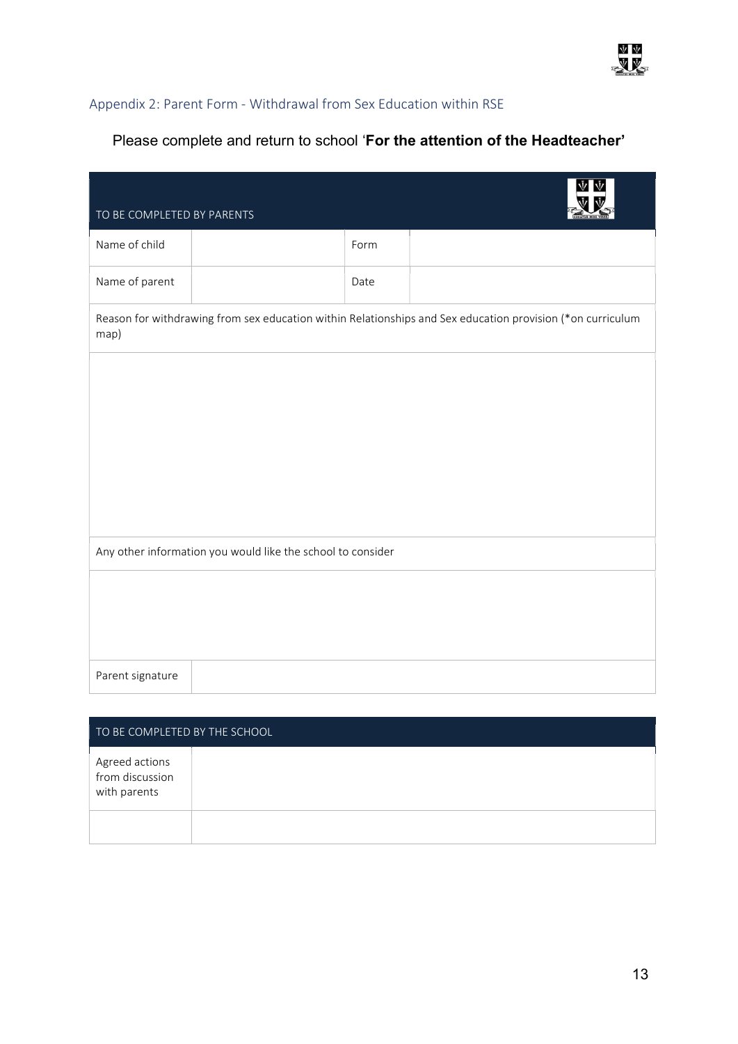## Appendix 2: Parent Form - Withdrawal from Sex Education within RSE

Please complete and return to school '**For the attention of the Headteacher'**

| TO BE COMPLETED BY PARENTS | | | |
|---|---|---|---|
| Name of child | | Form | |
| Name of parent | | Date | |
| Reason for withdrawing from sex education within Relationships and Sex education provision (*on curriculum map) | | | |
| | | | |
| Any other information you would like the school to consider | | | |
| | | | |
| Parent signature | | | |

| TO BE COMPLETED BY THE SCHOOL | |
|---|---|
| Agreed actions from discussion with parents | |
| | |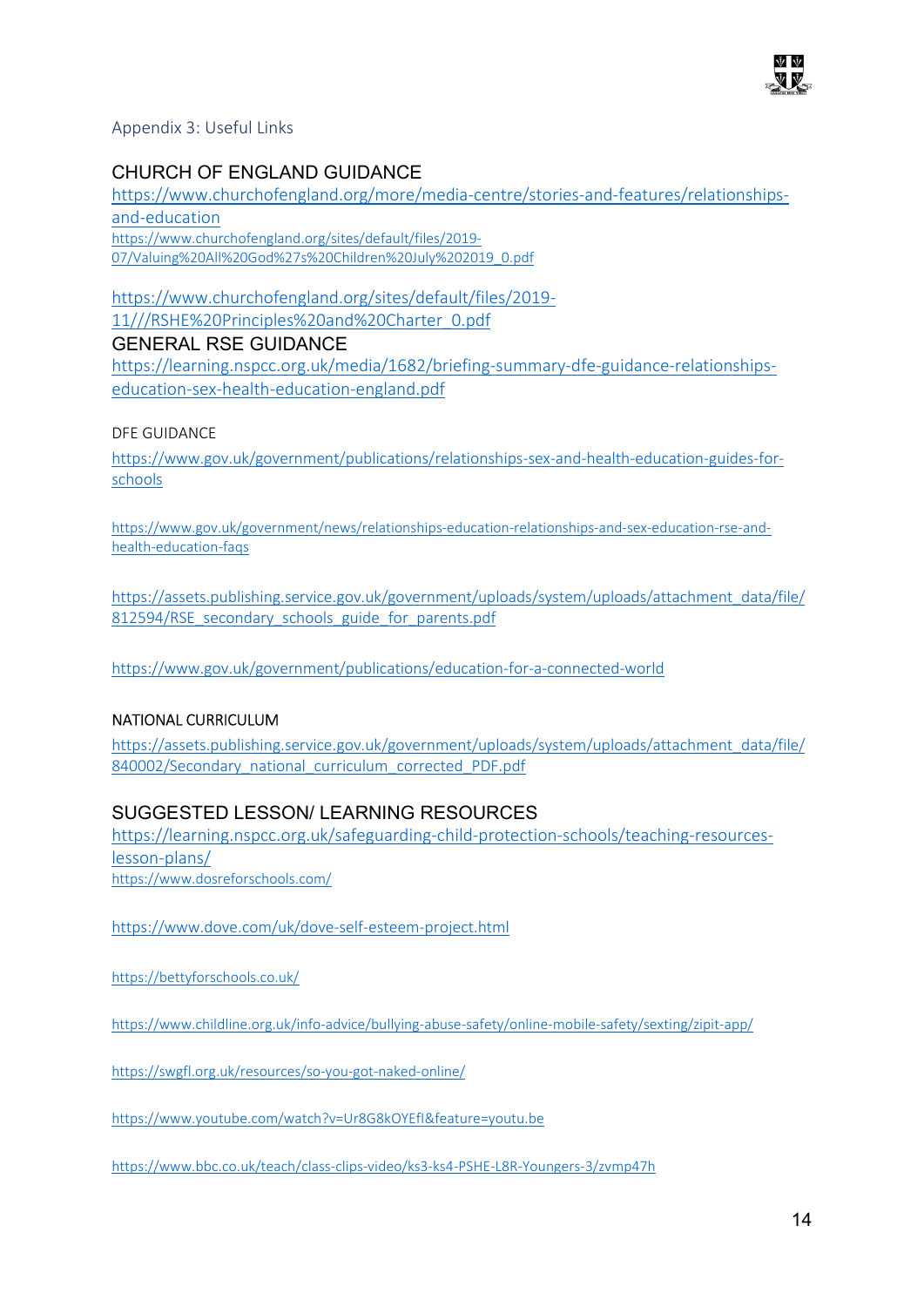Appendix 3: Useful Links

## CHURCH OF ENGLAND GUIDANCE

https://www.churchofengland.org/more/media-centre/stories-and-features/relationships-and-education

https://www.churchofengland.org/sites/default/files/2019-07/Valuing%20All%20God%27s%20Children%20July%202019_0.pdf

https://www.churchofengland.org/sites/default/files/2019-11///RSHE%20Principles%20and%20Charter_0.pdf

## GENERAL RSE GUIDANCE

https://learning.nspcc.org.uk/media/1682/briefing-summary-dfe-guidance-relationships-education-sex-health-education-england.pdf

### DFE GUIDANCE

https://www.gov.uk/government/publications/relationships-sex-and-health-education-guides-for-schools

https://www.gov.uk/government/news/relationships-education-relationships-and-sex-education-rse-and-health-education-faqs

https://assets.publishing.service.gov.uk/government/uploads/system/uploads/attachment_data/file/812594/RSE_secondary_schools_guide_for_parents.pdf

https://www.gov.uk/government/publications/education-for-a-connected-world

### NATIONAL CURRICULUM

https://assets.publishing.service.gov.uk/government/uploads/system/uploads/attachment_data/file/840002/Secondary_national_curriculum_corrected_PDF.pdf

## SUGGESTED LESSON/ LEARNING RESOURCES

https://learning.nspcc.org.uk/safeguarding-child-protection-schools/teaching-resources-lesson-plans/

https://www.dosreforschools.com/

https://www.dove.com/uk/dove-self-esteem-project.html

https://bettyforschools.co.uk/

https://www.childline.org.uk/info-advice/bullying-abuse-safety/online-mobile-safety/sexting/zipit-app/

https://swgfl.org.uk/resources/so-you-got-naked-online/

https://www.youtube.com/watch?v=Ur8G8kOYEfI&feature=youtu.be

https://www.bbc.co.uk/teach/class-clips-video/ks3-ks4-PSHE-L8R-Youngers-3/zvmp47h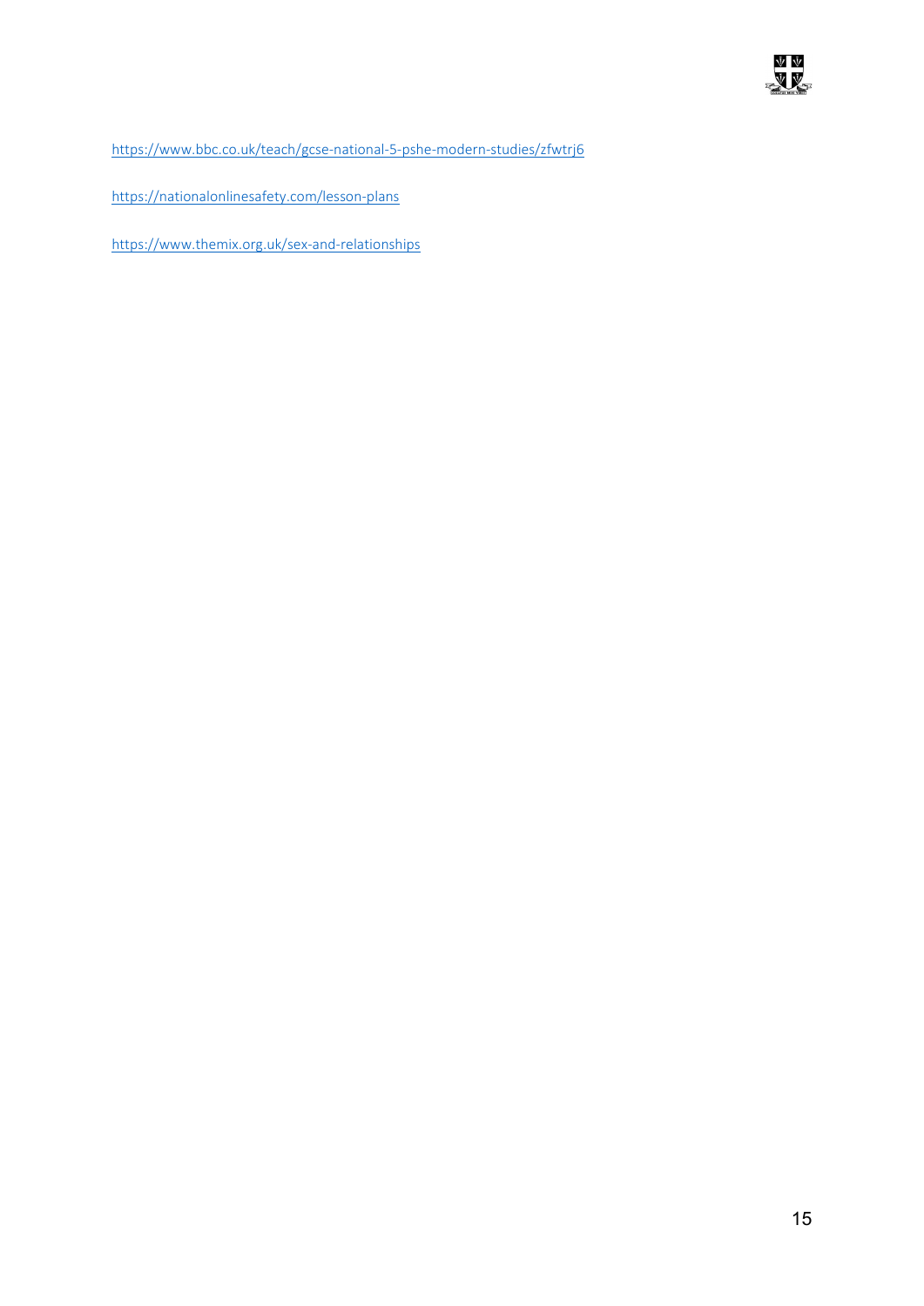https://www.bbc.co.uk/teach/gcse-national-5-pshe-modern-studies/zfwtrj6

https://nationalonlinesafety.com/lesson-plans

https://www.themix.org.uk/sex-and-relationships